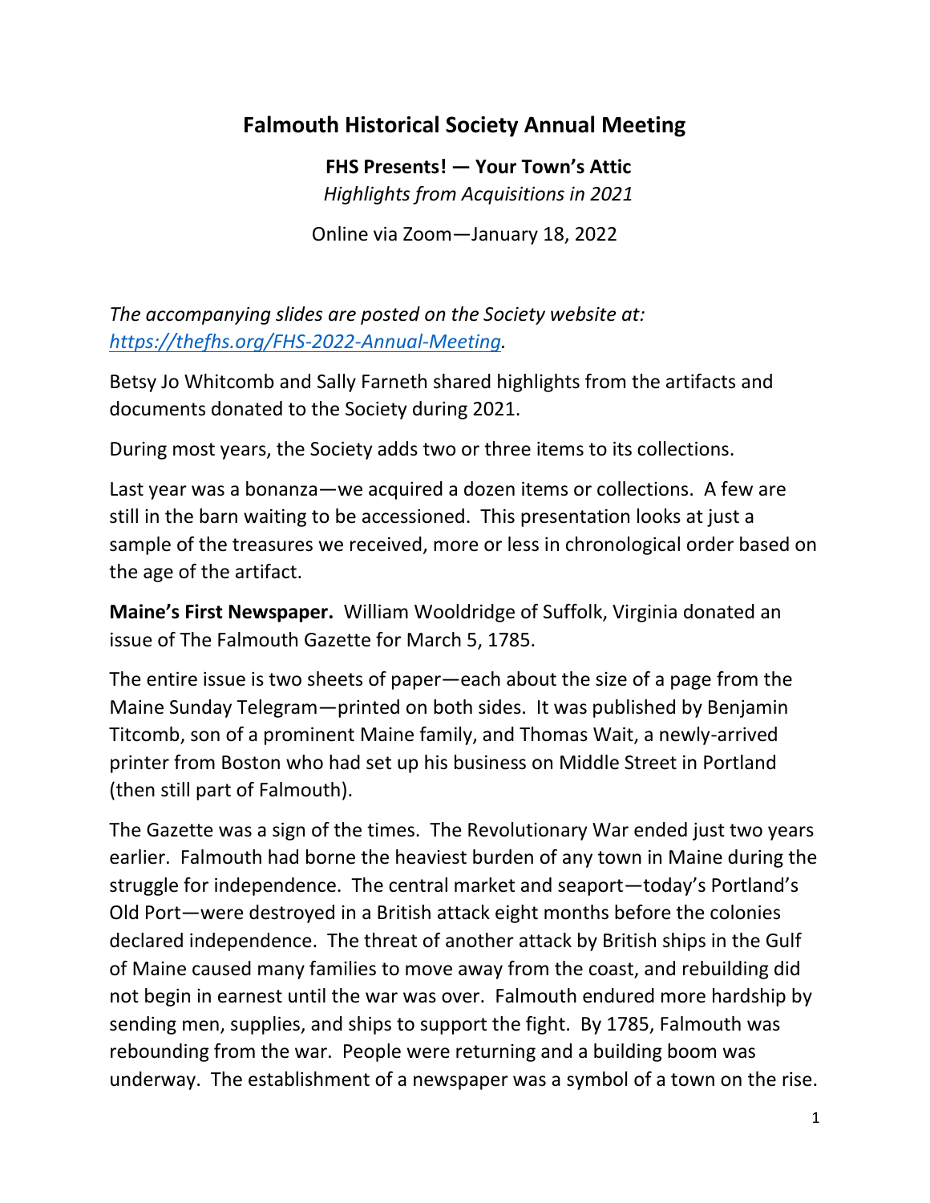# Falmouth Historical Society Annual Meeting

**FHS Presents! — Your Town's Attic**

*Highlights from Acquisitions in 2021*

Online via Zoom—January 18, 2022

*The accompanying slides are posted on the Society website at: [https://thefhs.org/FHS-2022-Annual-Meeting](https://thefhs.org/FHS-2022-Annual-Meeting).*

Betsy Jo Whitcomb and Sally Farneth shared highlights from the artifacts and documents donated to the Society during 2021.

During most years, the Society adds two or three items to its collections.

Last year was a bonanza—we acquired a dozen items or collections. A few are still in the barn waiting to be accessioned. This presentation looks at just a sample of the treasures we received, more or less in chronological order based on the age of the artifact.

**Maine's First Newspaper.** William Wooldridge of Suffolk, Virginia donated an issue of The Falmouth Gazette for March 5, 1785.

The entire issue is two sheets of paper—each about the size of a page from the Maine Sunday Telegram—printed on both sides. It was published by Benjamin Titcomb, son of a prominent Maine family, and Thomas Wait, a newly-arrived printer from Boston who had set up his business on Middle Street in Portland (then still part of Falmouth).

The Gazette was a sign of the times. The Revolutionary War ended just two years earlier. Falmouth had borne the heaviest burden of any town in Maine during the struggle for independence. The central market and seaport—today's Portland's Old Port—were destroyed in a British attack eight months before the colonies declared independence. The threat of another attack by British ships in the Gulf of Maine caused many families to move away from the coast, and rebuilding did not begin in earnest until the war was over. Falmouth endured more hardship by sending men, supplies, and ships to support the fight. By 1785, Falmouth was rebounding from the war. People were returning and a building boom was underway. The establishment of a newspaper was a symbol of a town on the rise.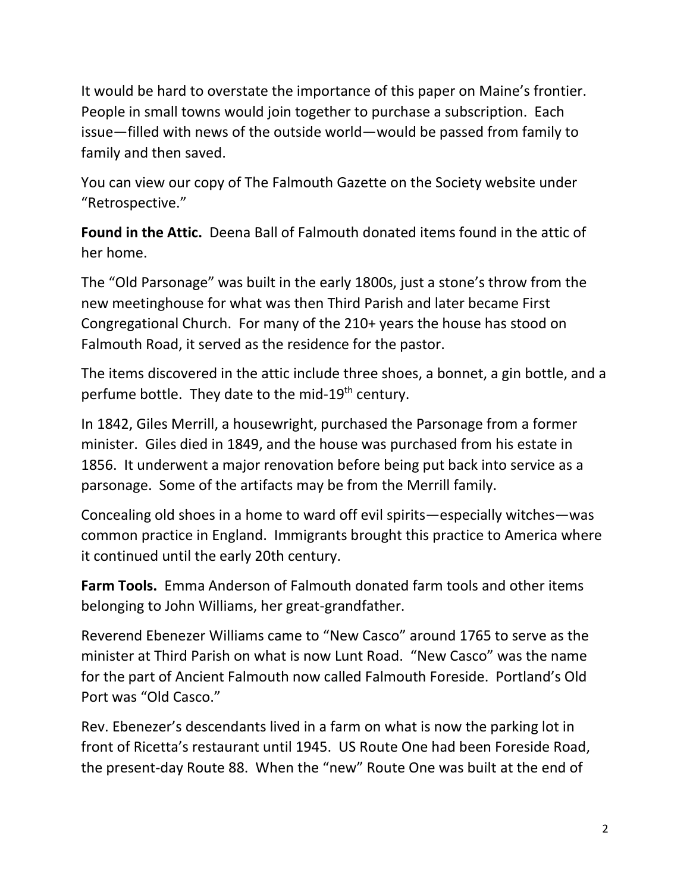It would be hard to overstate the importance of this paper on Maine's frontier. People in small towns would join together to purchase a subscription. Each issue—filled with news of the outside world—would be passed from family to family and then saved.

You can view our copy of The Falmouth Gazette on the Society website under "Retrospective."

**Found in the Attic.** Deena Ball of Falmouth donated items found in the attic of her home.

The "Old Parsonage" was built in the early 1800s, just a stone's throw from the new meetinghouse for what was then Third Parish and later became First Congregational Church. For many of the 210+ years the house has stood on Falmouth Road, it served as the residence for the pastor.

The items discovered in the attic include three shoes, a bonnet, a gin bottle, and a perfume bottle. They date to the mid-19th century.

In 1842, Giles Merrill, a housewright, purchased the Parsonage from a former minister. Giles died in 1849, and the house was purchased from his estate in 1856. It underwent a major renovation before being put back into service as a parsonage. Some of the artifacts may be from the Merrill family.

Concealing old shoes in a home to ward off evil spirits—especially witches—was common practice in England. Immigrants brought this practice to America where it continued until the early 20th century.

**Farm Tools.** Emma Anderson of Falmouth donated farm tools and other items belonging to John Williams, her great-grandfather.

Reverend Ebenezer Williams came to "New Casco" around 1765 to serve as the minister at Third Parish on what is now Lunt Road. "New Casco" was the name for the part of Ancient Falmouth now called Falmouth Foreside. Portland's Old Port was "Old Casco."

Rev. Ebenezer's descendants lived in a farm on what is now the parking lot in front of Ricetta's restaurant until 1945. US Route One had been Foreside Road, the present-day Route 88. When the "new" Route One was built at the end of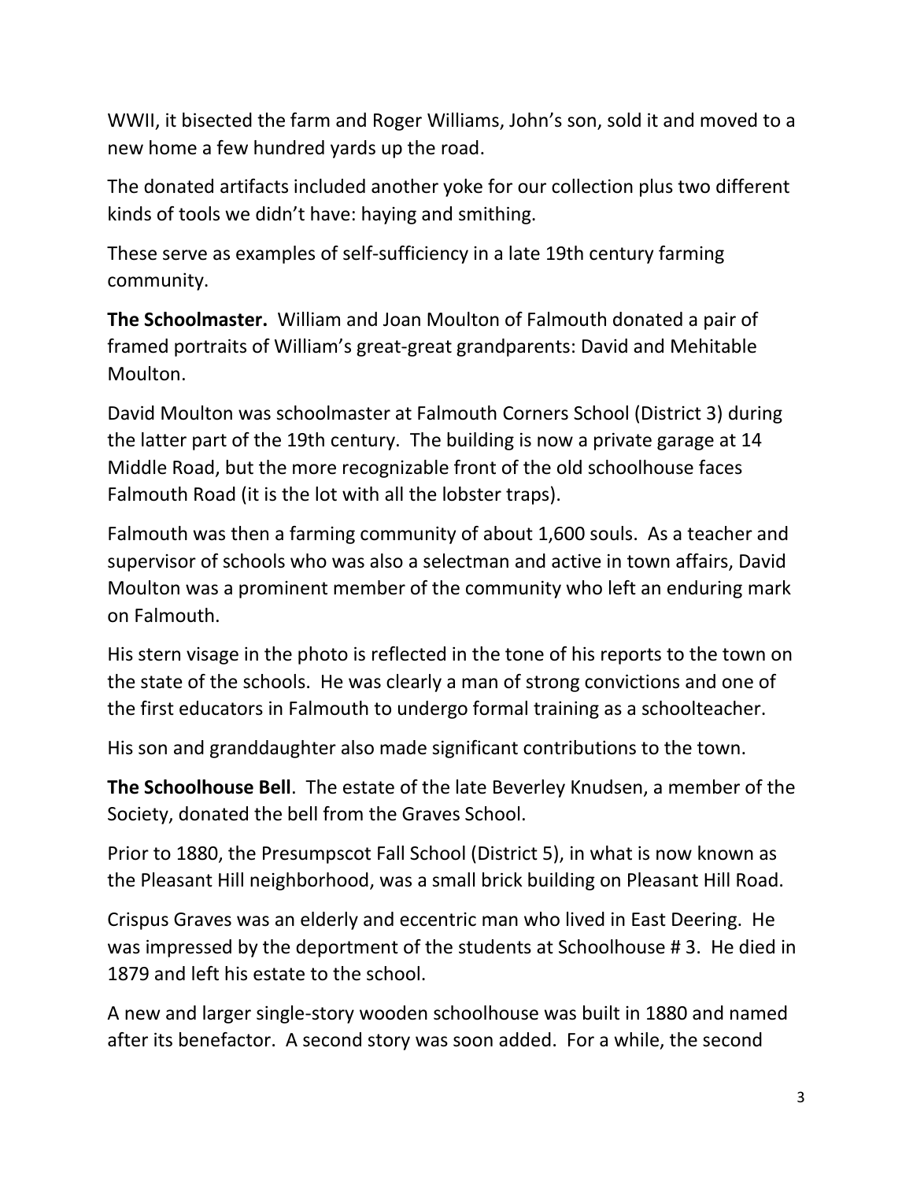WWII, it bisected the farm and Roger Williams, John's son, sold it and moved to a new home a few hundred yards up the road.

The donated artifacts included another yoke for our collection plus two different kinds of tools we didn't have: haying and smithing.

These serve as examples of self-sufficiency in a late 19th century farming community.

**The Schoolmaster.** William and Joan Moulton of Falmouth donated a pair of framed portraits of William's great-great grandparents: David and Mehitable Moulton.

David Moulton was schoolmaster at Falmouth Corners School (District 3) during the latter part of the 19th century. The building is now a private garage at 14 Middle Road, but the more recognizable front of the old schoolhouse faces Falmouth Road (it is the lot with all the lobster traps).

Falmouth was then a farming community of about 1,600 souls. As a teacher and supervisor of schools who was also a selectman and active in town affairs, David Moulton was a prominent member of the community who left an enduring mark on Falmouth.

His stern visage in the photo is reflected in the tone of his reports to the town on the state of the schools. He was clearly a man of strong convictions and one of the first educators in Falmouth to undergo formal training as a schoolteacher.

His son and granddaughter also made significant contributions to the town.

**The Schoolhouse Bell**. The estate of the late Beverley Knudsen, a member of the Society, donated the bell from the Graves School.

Prior to 1880, the Presumpscot Fall School (District 5), in what is now known as the Pleasant Hill neighborhood, was a small brick building on Pleasant Hill Road.

Crispus Graves was an elderly and eccentric man who lived in East Deering. He was impressed by the deportment of the students at Schoolhouse # 3. He died in 1879 and left his estate to the school.

A new and larger single-story wooden schoolhouse was built in 1880 and named after its benefactor. A second story was soon added. For a while, the second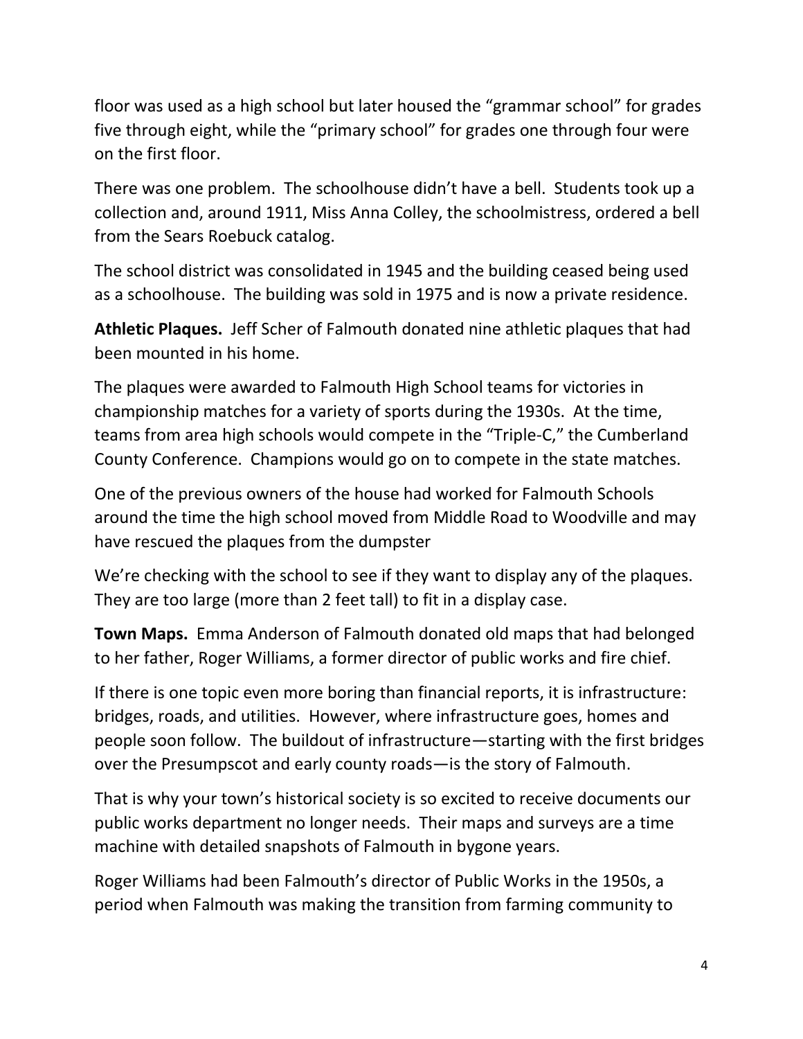floor was used as a high school but later housed the “grammar school” for grades five through eight, while the “primary school” for grades one through four were on the first floor.

There was one problem. The schoolhouse didn’t have a bell. Students took up a collection and, around 1911, Miss Anna Colley, the schoolmistress, ordered a bell from the Sears Roebuck catalog.

The school district was consolidated in 1945 and the building ceased being used as a schoolhouse. The building was sold in 1975 and is now a private residence.

**Athletic Plaques.** Jeff Scher of Falmouth donated nine athletic plaques that had been mounted in his home.

The plaques were awarded to Falmouth High School teams for victories in championship matches for a variety of sports during the 1930s. At the time, teams from area high schools would compete in the “Triple-C,” the Cumberland County Conference. Champions would go on to compete in the state matches.

One of the previous owners of the house had worked for Falmouth Schools around the time the high school moved from Middle Road to Woodville and may have rescued the plaques from the dumpster

We’re checking with the school to see if they want to display any of the plaques. They are too large (more than 2 feet tall) to fit in a display case.

**Town Maps.** Emma Anderson of Falmouth donated old maps that had belonged to her father, Roger Williams, a former director of public works and fire chief.

If there is one topic even more boring than financial reports, it is infrastructure: bridges, roads, and utilities. However, where infrastructure goes, homes and people soon follow. The buildout of infrastructure—starting with the first bridges over the Presumpscot and early county roads—is the story of Falmouth.

That is why your town’s historical society is so excited to receive documents our public works department no longer needs. Their maps and surveys are a time machine with detailed snapshots of Falmouth in bygone years.

Roger Williams had been Falmouth’s director of Public Works in the 1950s, a period when Falmouth was making the transition from farming community to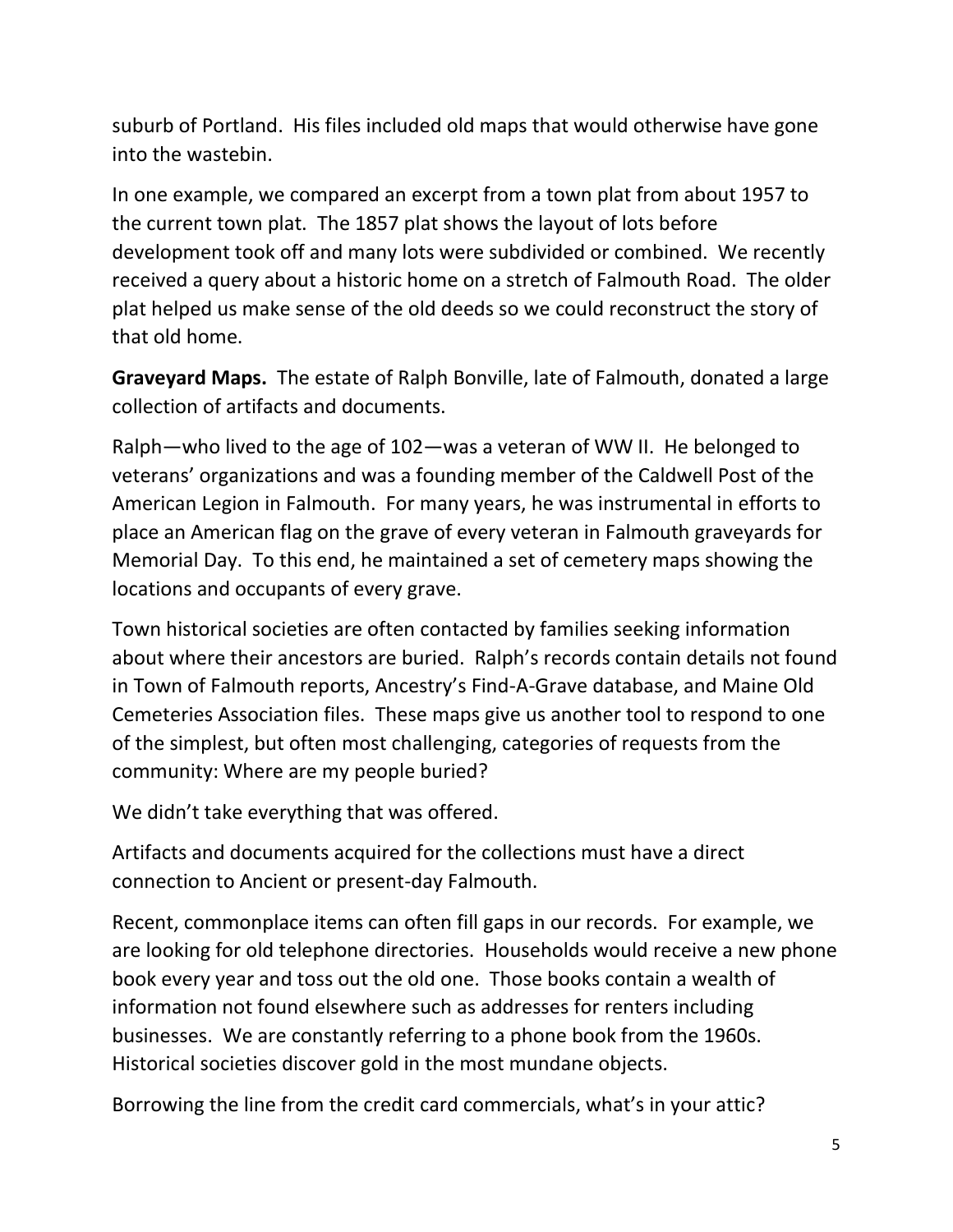suburb of Portland. His files included old maps that would otherwise have gone into the wastebin.

In one example, we compared an excerpt from a town plat from about 1957 to the current town plat. The 1857 plat shows the layout of lots before development took off and many lots were subdivided or combined. We recently received a query about a historic home on a stretch of Falmouth Road. The older plat helped us make sense of the old deeds so we could reconstruct the story of that old home.

**Graveyard Maps.** The estate of Ralph Bonville, late of Falmouth, donated a large collection of artifacts and documents.

Ralph—who lived to the age of 102—was a veteran of WW II. He belonged to veterans' organizations and was a founding member of the Caldwell Post of the American Legion in Falmouth. For many years, he was instrumental in efforts to place an American flag on the grave of every veteran in Falmouth graveyards for Memorial Day. To this end, he maintained a set of cemetery maps showing the locations and occupants of every grave.

Town historical societies are often contacted by families seeking information about where their ancestors are buried. Ralph's records contain details not found in Town of Falmouth reports, Ancestry's Find-A-Grave database, and Maine Old Cemeteries Association files. These maps give us another tool to respond to one of the simplest, but often most challenging, categories of requests from the community: Where are my people buried?

We didn't take everything that was offered.

Artifacts and documents acquired for the collections must have a direct connection to Ancient or present-day Falmouth.

Recent, commonplace items can often fill gaps in our records. For example, we are looking for old telephone directories. Households would receive a new phone book every year and toss out the old one. Those books contain a wealth of information not found elsewhere such as addresses for renters including businesses. We are constantly referring to a phone book from the 1960s. Historical societies discover gold in the most mundane objects.

Borrowing the line from the credit card commercials, what's in your attic?